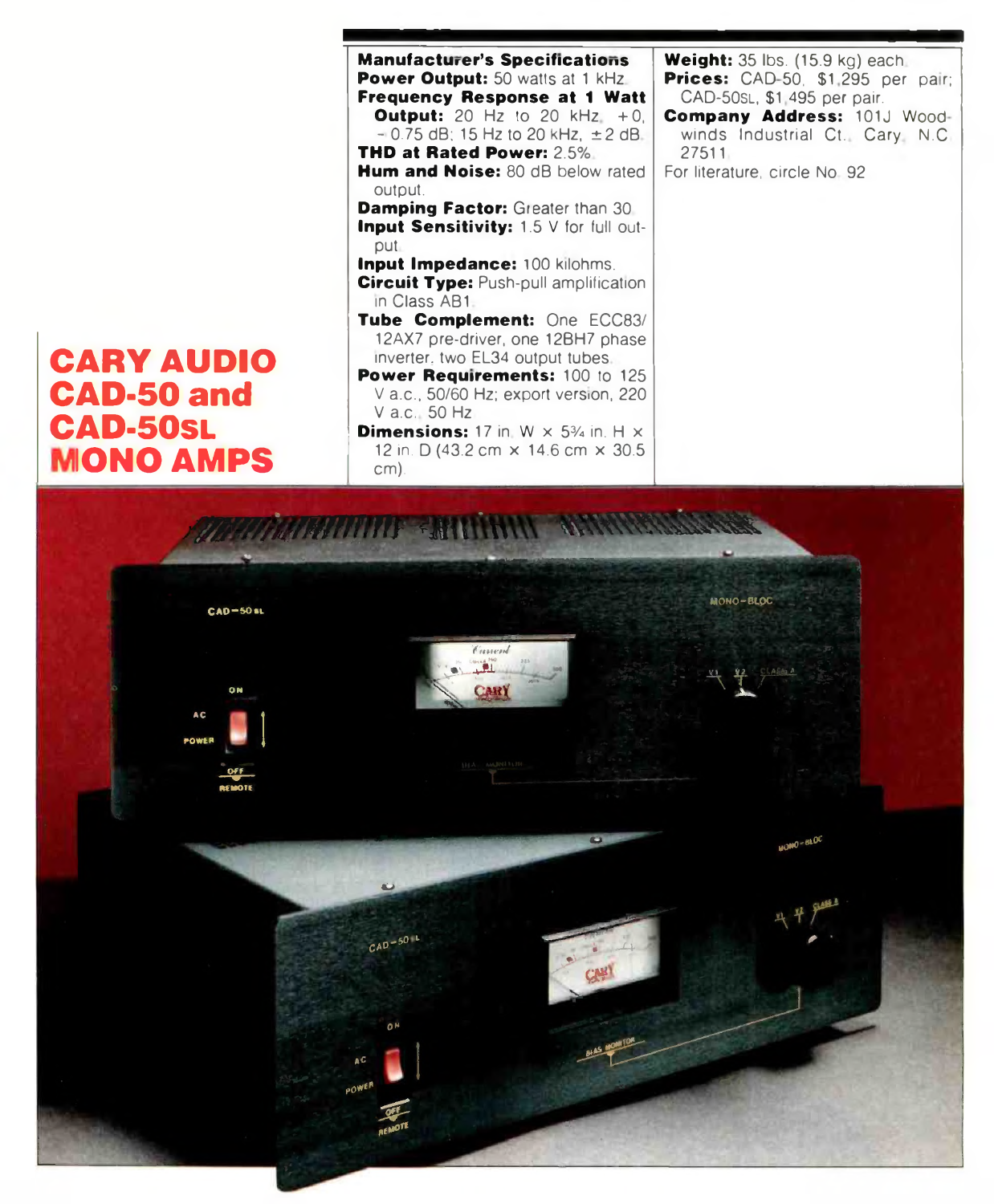# CARY AUDIO CAD-50 and CAD-50SL MONO AMPS

**Manufacturer's Specifications**

**Power Output:** 50 watts at 1 kHz.

**Frequency Response at 1 Watt Output:** 20 Hz to 20 kHz, +0, −0.75 dB; 15 Hz to 20 kHz, ±2 dB.

**THD at Rated Power:** 2.5%.

**Hum and Noise:** 80 dB below rated output.

**Damping Factor:** Greater than 30.

**Input Sensitivity:** 1.5 V for full output.

**Input Impedance:** 100 kilohms.

**Circuit Type:** Push-pull amplification in Class AB1.

**Tube Complement:** One ECC83/12AX7 pre-driver, one 12BH7 phase inverter, two EL34 output tubes.

**Power Requirements:** 100 to 125 V a.c., 50/60 Hz; export version, 220 V a.c., 50 Hz.

**Dimensions:** 17 in. W × 5¾ in. H × 12 in. D (43.2 cm × 14.6 cm × 30.5 cm).

**Weight:** 35 lbs. (15.9 kg) each.

**Prices:** CAD-50, $1,295 per pair; CAD-50SL, $1,495 per pair.

**Company Address:** 101J Woodwinds Industrial Ct., Cary, N.C. 27511.

For literature, circle No. 92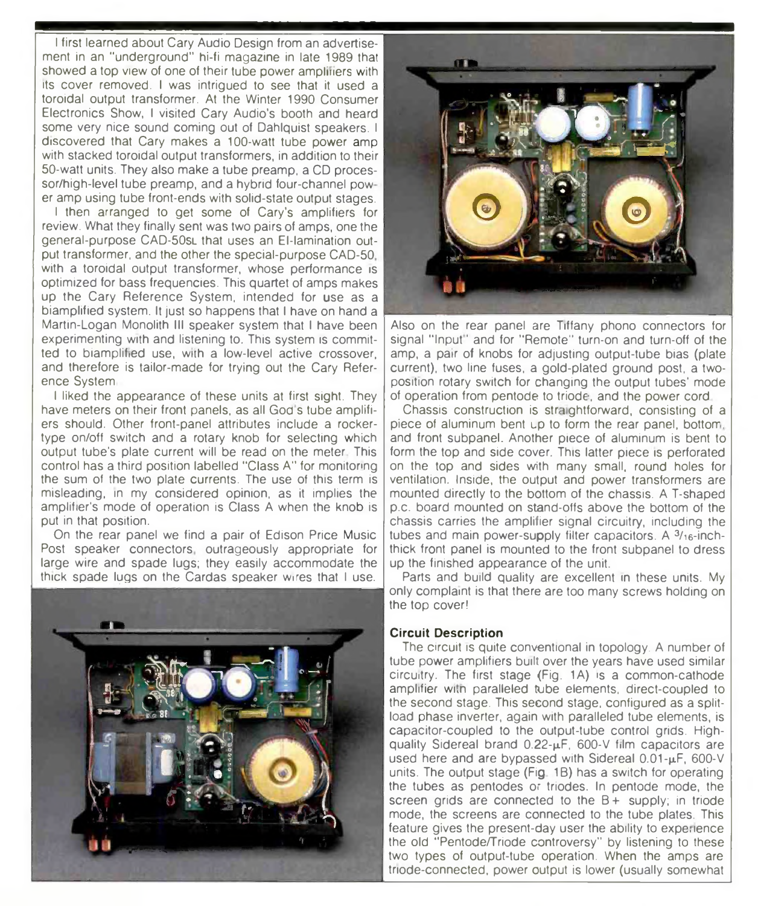I first learned about Cary Audio Design from an advertisement in an "underground" hi-fi magazine in late 1989 that showed a top view of one of their tube power amplifiers with its cover removed. I was intrigued to see that it used a toroidal output transformer. At the Winter 1990 Consumer Electronics Show, I visited Cary Audio's booth and heard some very nice sound coming out of Dahlquist speakers. I discovered that Cary makes a 100-watt tube power amp with stacked toroidal output transformers, in addition to their 50-watt units. They also make a tube preamp, a CD processor/high-level tube preamp, and a hybrid four-channel power amp using tube front-ends with solid-state output stages.

I then arranged to get some of Cary's amplifiers for review. What they finally sent was two pairs of amps, one the general-purpose CAD-50SL that uses an EI-lamination output transformer, and the other the special-purpose CAD-50, with a toroidal output transformer, whose performance is optimized for bass frequencies. This quartet of amps makes up the Cary Reference System, intended for use as a biamplified system. It just so happens that I have on hand a Martin-Logan Monolith III speaker system that I have been experimenting with and listening to. This system is committed to biamplified use, with a low-level active crossover, and therefore is tailor-made for trying out the Cary Reference System.

I liked the appearance of these units at first sight. They have meters on their front panels, as all God's tube amplifiers should. Other front-panel attributes include a rocker-type on/off switch and a rotary knob for selecting which output tube's plate current will be read on the meter. This control has a third position labelled "Class A" for monitoring the sum of the two plate currents. The use of this term is misleading, in my considered opinion, as it implies the amplifier's mode of operation is Class A when the knob is put in that position.

On the rear panel we find a pair of Edison Price Music Post speaker connectors, outrageously appropriate for large wire and spade lugs; they easily accommodate the thick spade lugs on the Cardas speaker wires that I use. Also on the rear panel are Tiffany phono connectors for signal "Input" and for "Remote" turn-on and turn-off of the amp, a pair of knobs for adjusting output-tube bias (plate current), two line fuses, a gold-plated ground post, a two-position rotary switch for changing the output tubes' mode of operation from pentode to triode, and the power cord.

Chassis construction is straightforward, consisting of a piece of aluminum bent up to form the rear panel, bottom, and front subpanel. Another piece of aluminum is bent to form the top and side cover. This latter piece is perforated on the top and sides with many small, round holes for ventilation. Inside, the output and power transformers are mounted directly to the bottom of the chassis. A T-shaped p.c. board mounted on stand-offs above the bottom of the chassis carries the amplifier signal circuitry, including the tubes and main power-supply filter capacitors. A 3/16-inch-thick front panel is mounted to the front subpanel to dress up the finished appearance of the unit.

Parts and build quality are excellent in these units. My only complaint is that there are too many screws holding on the top cover!

### Circuit Description

The circuit is quite conventional in topology. A number of tube power amplifiers built over the years have used similar circuitry. The first stage (Fig. 1A) is a common-cathode amplifier with paralleled tube elements, direct-coupled to the second stage. This second stage, configured as a split-load phase inverter, again with paralleled tube elements, is capacitor-coupled to the output-tube control grids. High-quality Sidereal brand 0.22-μF, 600-V film capacitors are used here and are bypassed with Sidereal 0.01-μF, 600-V units. The output stage (Fig. 1B) has a switch for operating the tubes as pentodes or triodes. In pentode mode, the screen grids are connected to the B+ supply; in triode mode, the screens are connected to the tube plates. This feature gives the present-day user the ability to experience the old "Pentode/Triode controversy" by listening to these two types of output-tube operation. When the amps are triode-connected, power output is lower (usually somewhat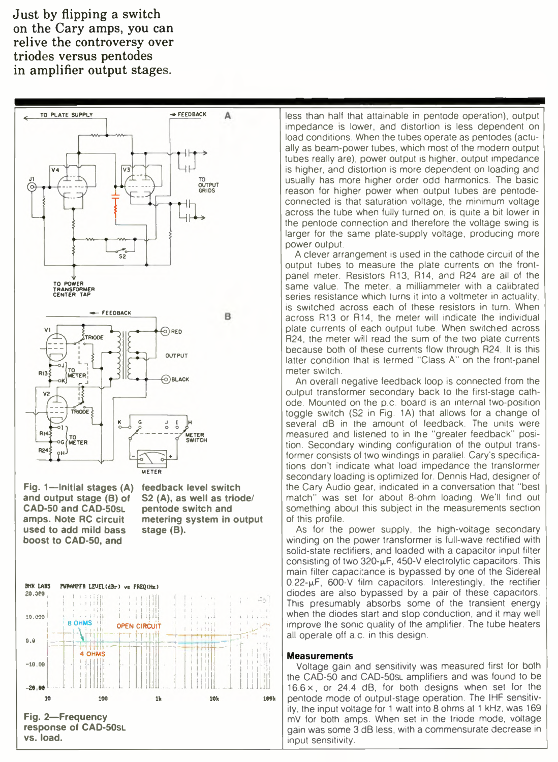Just by flipping a switch on the Cary amps, you can relive the controversy over triodes versus pentodes in amplifier output stages.

Fig. 1—Initial stages (A) and output stage (B) of CAD-50 and CAD-50SL amps. Note RC circuit used to add mild bass boost to CAD-50, and feedback level switch S2 (A), as well as triode/pentode switch and metering system in output stage (B).

Fig. 2—Frequency response of CAD-50SL vs. load.

less than half that attainable in pentode operation), output impedance is lower, and distortion is less dependent on load conditions. When the tubes operate as pentodes (actually as beam-power tubes, which most of the modern output tubes really are), power output is higher, output impedance is higher, and distortion is more dependent on loading and usually has more higher order odd harmonics. The basic reason for higher power when output tubes are pentode-connected is that saturation voltage, the minimum voltage across the tube when fully turned on, is quite a bit lower in the pentode connection and therefore the voltage swing is larger for the same plate-supply voltage, producing more power output.

A clever arrangement is used in the cathode circuit of the output tubes to measure the plate currents on the front-panel meter. Resistors R13, R14, and R24 are all of the same value. The meter, a milliammeter with a calibrated series resistance which turns it into a voltmeter in actuality, is switched across each of these resistors in turn. When across R13 or R14, the meter will indicate the individual plate currents of each output tube. When switched across R24, the meter will read the sum of the two plate currents because both of these currents flow through R24. It is this latter condition that is termed "Class A" on the front-panel meter switch.

An overall negative feedback loop is connected from the output transformer secondary back to the first-stage cathode. Mounted on the p.c. board is an internal two-position toggle switch (S2 in Fig. 1A) that allows for a change of several dB in the amount of feedback. The units were measured and listened to in the "greater feedback" position. Secondary winding configuration of the output transformer consists of two windings in parallel. Cary's specifications don't indicate what load impedance the transformer secondary loading is optimized for. Dennis Had, designer of the Cary Audio gear, indicated in a conversation that "best match" was set for about 8-ohm loading. We'll find out something about this subject in the measurements section of this profile.

As for the power supply, the high-voltage secondary winding on the power transformer is full-wave rectified with solid-state rectifiers, and loaded with a capacitor input filter consisting of two 320-µF, 450-V electrolytic capacitors. This main filter capacitance is bypassed by one of the Sidereal 0.22-µF, 600-V film capacitors. Interestingly, the rectifier diodes are also bypassed by a pair of these capacitors. This presumably absorbs some of the transient energy when the diodes start and stop conduction, and it may well improve the sonic quality of the amplifier. The tube heaters all operate off a.c. in this design.

### Measurements

Voltage gain and sensitivity was measured first for both the CAD-50 and CAD-50SL amplifiers and was found to be 16.6×, or 24.4 dB, for both designs when set for the pentode mode of output-stage operation. The IHF sensitivity, the input voltage for 1 watt into 8 ohms at 1 kHz, was 169 mV for both amps. When set in the triode mode, voltage gain was some 3 dB less, with a commensurate decrease in input sensitivity.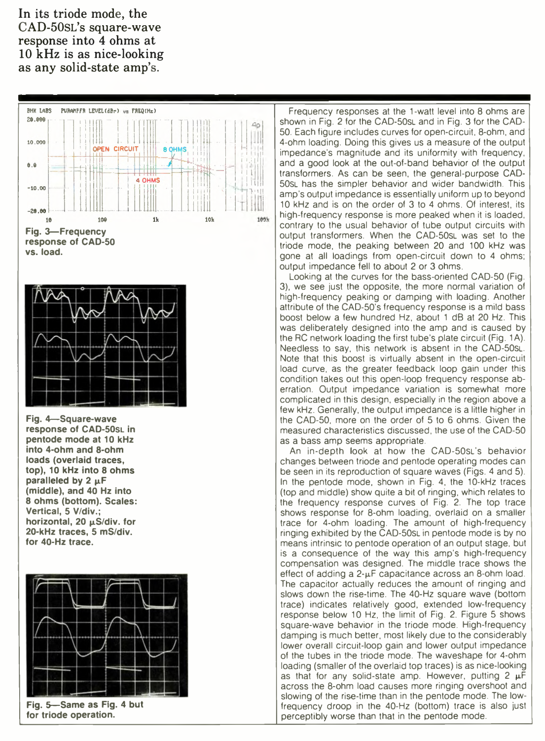In its triode mode, the CAD-50SL's square-wave response into 4 ohms at 10 kHz is as nice-looking as any solid-state amp's.

Fig. 3—Frequency response of CAD-50 vs. load.

Fig. 4—Square-wave response of CAD-50SL in pentode mode at 10 kHz into 4-ohm and 8-ohm loads (overlaid traces, top), 10 kHz into 8 ohms paralleled by 2 µF (middle), and 40 Hz into 8 ohms (bottom). Scales: Vertical, 5 V/div.; horizontal, 20 µS/div. for 20-kHz traces, 5 mS/div. for 40-Hz trace.

Fig. 5—Same as Fig. 4 but for triode operation.

Frequency responses at the 1-watt level into 8 ohms are shown in Fig. 2 for the CAD-50SL and in Fig. 3 for the CAD-50. Each figure includes curves for open-circuit, 8-ohm, and 4-ohm loading. Doing this gives us a measure of the output impedance's magnitude and its uniformity with frequency, and a good look at the out-of-band behavior of the output transformers. As can be seen, the general-purpose CAD-50SL has the simpler behavior and wider bandwidth. This amp's output impedance is essentially uniform up to beyond 10 kHz and is on the order of 3 to 4 ohms. Of interest, its high-frequency response is more peaked when it is loaded, contrary to the usual behavior of tube output circuits with output transformers. When the CAD-50SL was set to the triode mode, the peaking between 20 and 100 kHz was gone at all loadings from open-circuit down to 4 ohms; output impedance fell to about 2 or 3 ohms.

Looking at the curves for the bass-oriented CAD-50 (Fig. 3), we see just the opposite, the more normal variation of high-frequency peaking or damping with loading. Another attribute of the CAD-50's frequency response is a mild bass boost below a few hundred Hz, about 1 dB at 20 Hz. This was deliberately designed into the amp and is caused by the RC network loading the first tube's plate circuit (Fig. 1A). Needless to say, this network is absent in the CAD-50SL. Note that this boost is virtually absent in the open-circuit load curve, as the greater feedback loop gain under this condition takes out this open-loop frequency response aberration. Output impedance variation is somewhat more complicated in this design, especially in the region above a few kHz. Generally, the output impedance is a little higher in the CAD-50, more on the order of 5 to 6 ohms. Given the measured characteristics discussed, the use of the CAD-50 as a bass amp seems appropriate.

An in-depth look at how the CAD-50SL's behavior changes between triode and pentode operating modes can be seen in its reproduction of square waves (Figs. 4 and 5). In the pentode mode, shown in Fig. 4, the 10-kHz traces (top and middle) show quite a bit of ringing, which relates to the frequency response curves of Fig. 2. The top trace shows response for 8-ohm loading, overlaid on a smaller trace for 4-ohm loading. The amount of high-frequency ringing exhibited by the CAD-50SL in pentode mode is by no means intrinsic to pentode operation of an output stage, but is a consequence of the way this amp's high-frequency compensation was designed. The middle trace shows the effect of adding a 2-µF capacitance across an 8-ohm load. The capacitor actually reduces the amount of ringing and slows down the rise-time. The 40-Hz square wave (bottom trace) indicates relatively good, extended low-frequency response below 10 Hz, the limit of Fig. 2. Figure 5 shows square-wave behavior in the triode mode. High-frequency damping is much better, most likely due to the considerably lower overall circuit-loop gain and lower output impedance of the tubes in the triode mode. The waveshape for 4-ohm loading (smaller of the overlaid top traces) is as nice-looking as that for any solid-state amp. However, putting 2 µF across the 8-ohm load causes more ringing overshoot and slowing of the rise-time than in the pentode mode. The low-frequency droop in the 40-Hz (bottom) trace is also just perceptibly worse than that in the pentode mode.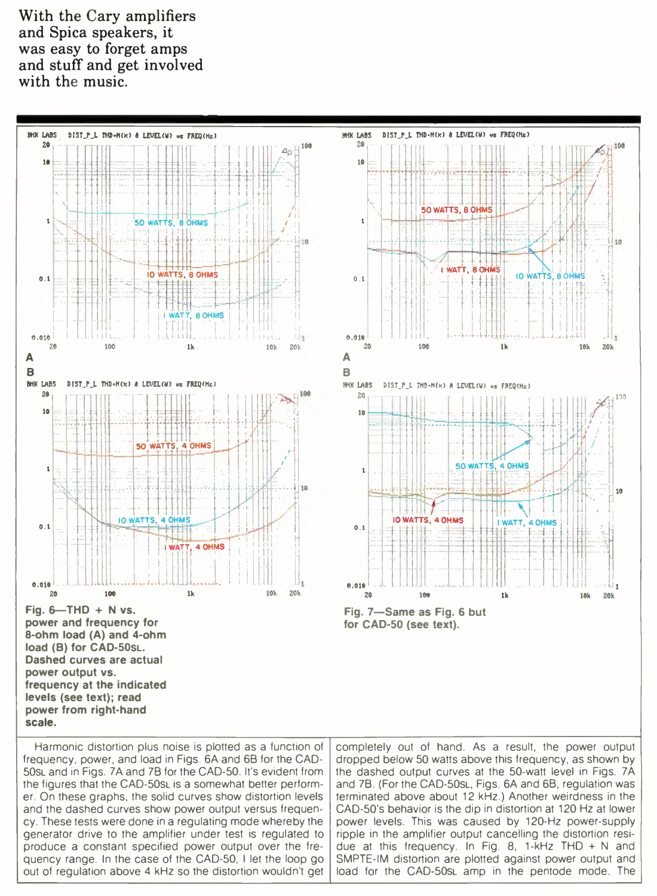With the Cary amplifiers and Spica speakers, it was easy to forget amps and stuff and get involved with the music.

Fig. 6—THD + N vs. power and frequency for 8-ohm load (A) and 4-ohm load (B) for CAD-50SL. Dashed curves are actual power output vs. frequency at the indicated levels (see text); read power from right-hand scale.

Fig. 7—Same as Fig. 6 but for CAD-50 (see text).

Harmonic distortion plus noise is plotted as a function of frequency, power, and load in Figs. 6A and 6B for the CAD-50SL and in Figs. 7A and 7B for the CAD-50. It's evident from the figures that the CAD-50SL is a somewhat better performer. On these graphs, the solid curves show distortion levels and the dashed curves show power output versus frequency. These tests were done in a regulating mode whereby the generator drive to the amplifier under test is regulated to produce a constant specified power output over the frequency range. In the case of the CAD-50, I let the loop go out of regulation above 4 kHz so the distortion wouldn't get completely out of hand. As a result, the power output dropped below 50 watts above this frequency, as shown by the dashed output curves at the 50-watt level in Figs. 7A and 7B. (For the CAD-50SL, Figs. 6A and 6B, regulation was terminated above about 12 kHz.) Another weirdness in the CAD-50's behavior is the dip in distortion at 120 Hz at lower power levels. This was caused by 120-Hz power-supply ripple in the amplifier output cancelling the distortion residue at this frequency. In Fig. 8, 1-kHz THD + N and SMPTE-IM distortion are plotted against power output and load for the CAD-50SL amp in the pentode mode. The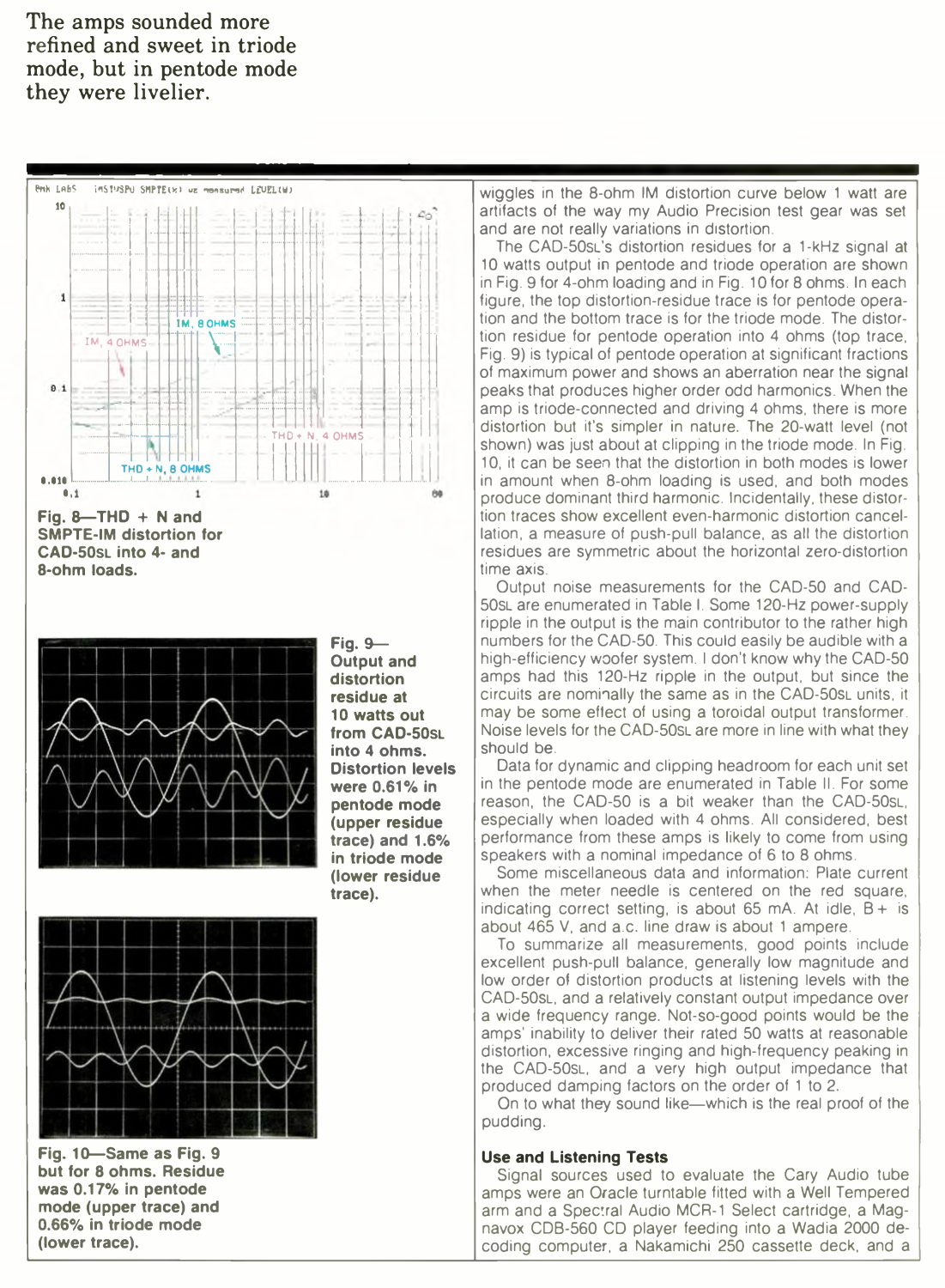The amps sounded more refined and sweet in triode mode, but in pentode mode they were livelier.

Fig. 8—THD + N and SMPTE-IM distortion for CAD-50SL into 4- and 8-ohm loads.

Fig. 9—Output and distortion residue at 10 watts out from CAD-50SL into 4 ohms. Distortion levels were 0.61% in pentode mode (upper residue trace) and 1.6% in triode mode (lower residue trace).

Fig. 10—Same as Fig. 9 but for 8 ohms. Residue was 0.17% in pentode mode (upper trace) and 0.66% in triode mode (lower trace).

wiggles in the 8-ohm IM distortion curve below 1 watt are artifacts of the way my Audio Precision test gear was set and are not really variations in distortion.

The CAD-50SL's distortion residues for a 1-kHz signal at 10 watts output in pentode and triode operation are shown in Fig. 9 for 4-ohm loading and in Fig. 10 for 8 ohms. In each figure, the top distortion-residue trace is for pentode operation and the bottom trace is for the triode mode. The distortion residue for pentode operation into 4 ohms (top trace, Fig. 9) is typical of pentode operation at significant fractions of maximum power and shows an aberration near the signal peaks that produces higher order odd harmonics. When the amp is triode-connected and driving 4 ohms, there is more distortion but it's simpler in nature. The 20-watt level (not shown) was just about at clipping in the triode mode. In Fig. 10, it can be seen that the distortion in both modes is lower in amount when 8-ohm loading is used, and both modes produce dominant third harmonic. Incidentally, these distortion traces show excellent even-harmonic distortion cancellation, a measure of push-pull balance, as all the distortion residues are symmetric about the horizontal zero-distortion time axis.

Output noise measurements for the CAD-50 and CAD-50SL are enumerated in Table I. Some 120-Hz power-supply ripple in the output is the main contributor to the rather high numbers for the CAD-50. This could easily be audible with a high-efficiency woofer system. I don't know why the CAD-50 amps had this 120-Hz ripple in the output, but since the circuits are nominally the same as in the CAD-50SL units, it may be some effect of using a toroidal output transformer. Noise levels for the CAD-50SL are more in line with what they should be.

Data for dynamic and clipping headroom for each unit set in the pentode mode are enumerated in Table II. For some reason, the CAD-50 is a bit weaker than the CAD-50SL, especially when loaded with 4 ohms. All considered, best performance from these amps is likely to come from using speakers with a nominal impedance of 6 to 8 ohms.

Some miscellaneous data and information: Plate current when the meter needle is centered on the red square, indicating correct setting, is about 65 mA. At idle, B+ is about 465 V, and a.c. line draw is about 1 ampere.

To summarize all measurements, good points include excellent push-pull balance, generally low magnitude and low order of distortion products at listening levels with the CAD-50SL, and a relatively constant output impedance over a wide frequency range. Not-so-good points would be the amps' inability to deliver their rated 50 watts at reasonable distortion, excessive ringing and high-frequency peaking in the CAD-50SL, and a very high output impedance that produced damping factors on the order of 1 to 2.

On to what they sound like—which is the real proof of the pudding.

### Use and Listening Tests

Signal sources used to evaluate the Cary Audio tube amps were an Oracle turntable fitted with a Well Tempered arm and a Spectral Audio MCR-1 Select cartridge, a Magnavox CDB-560 CD player feeding into a Wadia 2000 decoding computer, a Nakamichi 250 cassette deck, and a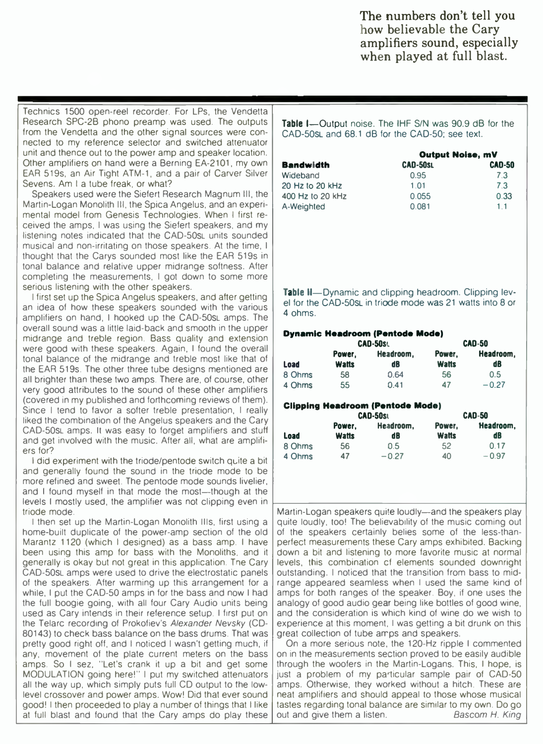**The numbers don't tell you how believable the Cary amplifiers sound, especially when played at full blast.**

Technics 1500 open-reel recorder. For LPs, the Vendetta Research SPC-2B phono preamp was used. The outputs from the Vendetta and the other signal sources were connected to my reference selector and switched attenuator unit and thence out to the power amp and speaker location. Other amplifiers on hand were a Berning EA-2101, my own EAR 519s, an Air Tight ATM-1, and a pair of Carver Silver Sevens. Am I a tube freak, or what?

Speakers used were the Siefert Research Magnum III, the Martin-Logan Monolith III, the Spica Angelus, and an experimental model from Genesis Technologies. When I first received the amps, I was using the Siefert speakers, and my listening notes indicated that the CAD-50SL units sounded musical and non-irritating on those speakers. At the time, I thought that the Carys sounded most like the EAR 519s in tonal balance and relative upper midrange softness. After completing the measurements, I got down to some more serious listening with the other speakers.

I first set up the Spica Angelus speakers, and after getting an idea of how these speakers sounded with the various amplifiers on hand, I hooked up the CAD-50SL amps. The overall sound was a little laid-back and smooth in the upper midrange and treble region. Bass quality and extension were good with these speakers. Again, I found the overall tonal balance of the midrange and treble most like that of the EAR 519s. The other three tube designs mentioned are all brighter than these two amps. There are, of course, other very good attributes to the sound of these other amplifiers (covered in my published and forthcoming reviews of them). Since I tend to favor a softer treble presentation, I really liked the combination of the Angelus speakers and the Cary CAD-50SL amps. It was easy to forget amplifiers and stuff and get involved with the music. After all, what are amplifiers for?

I did experiment with the triode/pentode switch quite a bit and generally found the sound in the triode mode to be more refined and sweet. The pentode mode sounds livelier, and I found myself in that mode the most—though at the levels I mostly used, the amplifier was not clipping even in triode mode.

I then set up the Martin-Logan Monolith IIIs, first using a home-built duplicate of the power-amp section of the old Marantz 1120 (which I designed) as a bass amp. I have been using this amp for bass with the Monoliths, and it generally is okay but not great in this application. The Cary CAD-50SL amps were used to drive the electrostatic panels of the speakers. After warming up this arrangement for a while, I put the CAD-50 amps in for the bass and now I had the full boogie going, with all four Cary Audio units being used as Cary intends in their reference setup. I first put on the Telarc recording of Prokofiev's *Alexander Nevsky* (CD-80143) to check bass balance on the bass drums. That was pretty good right off, and I noticed I wasn't getting much, if any, movement of the plate current meters on the bass amps. So I sez, "Let's crank it up a bit and get some MODULATION going here!" I put my switched attenuators all the way up, which simply puts full CD output to the low-level crossover and power amps. Wow! Did that ever sound good! I then proceeded to play a number of things that I like at full blast and found that the Cary amps do play these Martin-Logan speakers quite loudly—and the speakers play quite loudly, too! The believability of the music coming out of the speakers certainly belies some of the less-than-perfect measurements these Cary amps exhibited. Backing down a bit and listening to more favorite music at normal levels, this combination of elements sounded downright outstanding. I noticed that the transition from bass to midrange appeared seamless when I used the same kind of amps for both ranges of the speaker. Boy, if one uses the analogy of good audio gear being like bottles of good wine, and the consideration is which kind of wine do we wish to experience at this moment, I was getting a bit drunk on this great collection of tube amps and speakers.

On a more serious note, the 120-Hz ripple I commented on in the measurements section proved to be easily audible through the woofers in the Martin-Logans. This, I hope, is just a problem of my particular sample pair of CAD-50 amps. Otherwise, they worked without a hitch. These are neat amplifiers and should appeal to those whose musical tastes regarding tonal balance are similar to my own. Do go out and give them a listen. *Bascom H. King*

**Table I**—Output noise. The IHF S/N was 90.9 dB for the CAD-50SL and 68.1 dB for the CAD-50; see text.

| | Output Noise, mV | |
|---|---|---|
| **Bandwidth** | **CAD-50SL** | **CAD-50** |
| Wideband | 0.95 | 7.3 |
| 20 Hz to 20 kHz | 1.01 | 7.3 |
| 400 Hz to 20 kHz | 0.055 | 0.33 |
| A-Weighted | 0.081 | 1.1 |

**Table II**—Dynamic and clipping headroom. Clipping level for the CAD-50SL in triode mode was 21 watts into 8 or 4 ohms.

**Dynamic Headroom (Pentode Mode)**

| | CAD-50SL | | CAD-50 | |
|---|---|---|---|---|
| **Load** | **Power, Watts** | **Headroom, dB** | **Power, Watts** | **Headroom, dB** |
| 8 Ohms | 58 | 0.64 | 56 | 0.5 |
| 4 Ohms | 55 | 0.41 | 47 | −0.27 |

**Clipping Headroom (Pentode Mode)**

| | CAD-50SL | | CAD-50 | |
|---|---|---|---|---|
| **Load** | **Power, Watts** | **Headroom, dB** | **Power, Watts** | **Headroom, dB** |
| 8 Ohms | 56 | 0.5 | 52 | 0.17 |
| 4 Ohms | 47 | −0.27 | 40 | −0.97 |